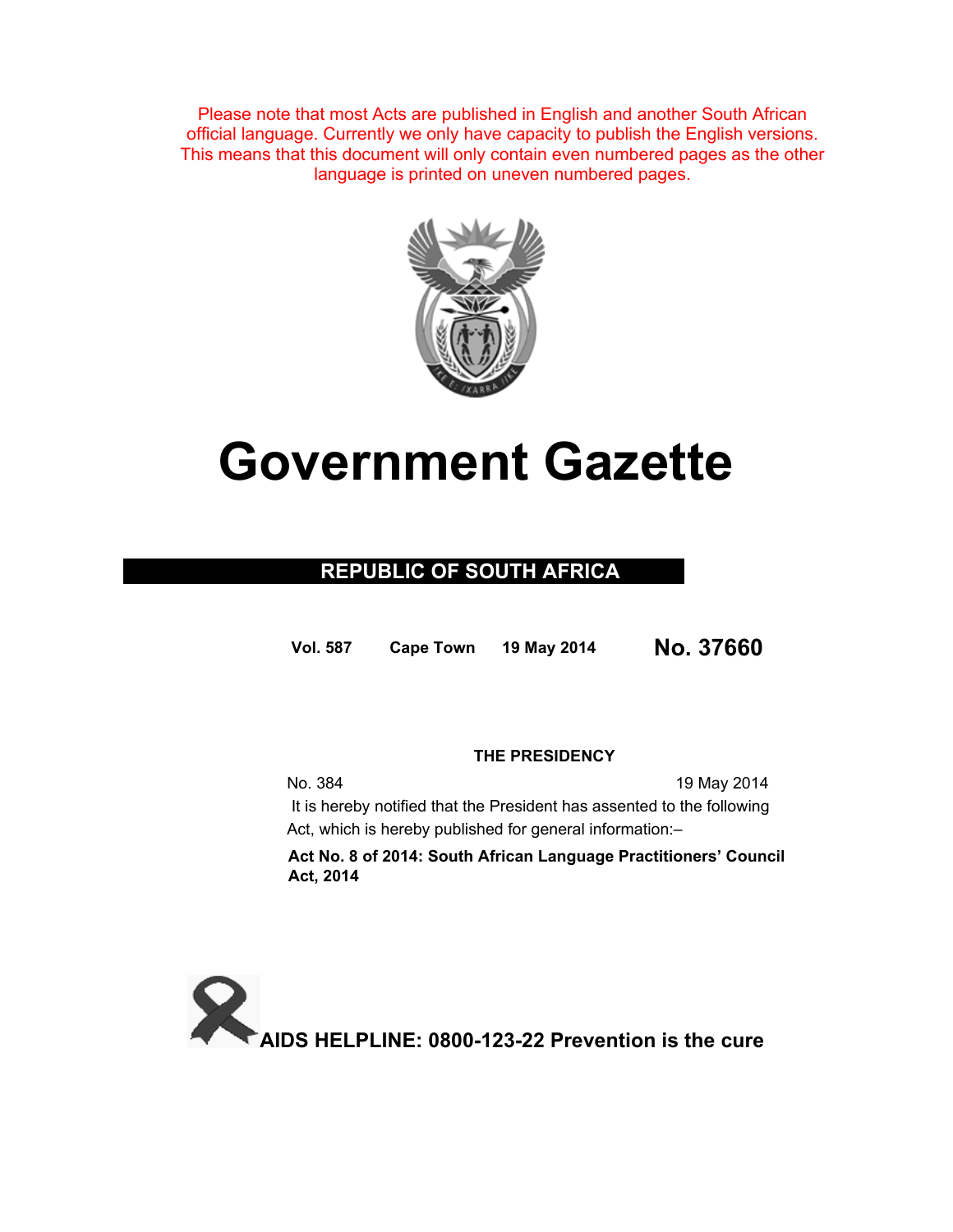Please note that most Acts are published in English and another South African official language. Currently we only have capacity to publish the English versions. This means that this document will only contain even numbered pages as the other language is printed on uneven numbered pages.

# Government Gazette

**REPUBLIC OF SOUTH AFRICA**

**Vol. 587** **Cape Town** **19 May 2014** **No. 37660**

**THE PRESIDENCY**

No. 384 19 May 2014

It is hereby notified that the President has assented to the following Act, which is hereby published for general information:–

**Act No. 8 of 2014: South African Language Practitioners' Council Act, 2014**

**AIDS HELPLINE: 0800-123-22 Prevention is the cure**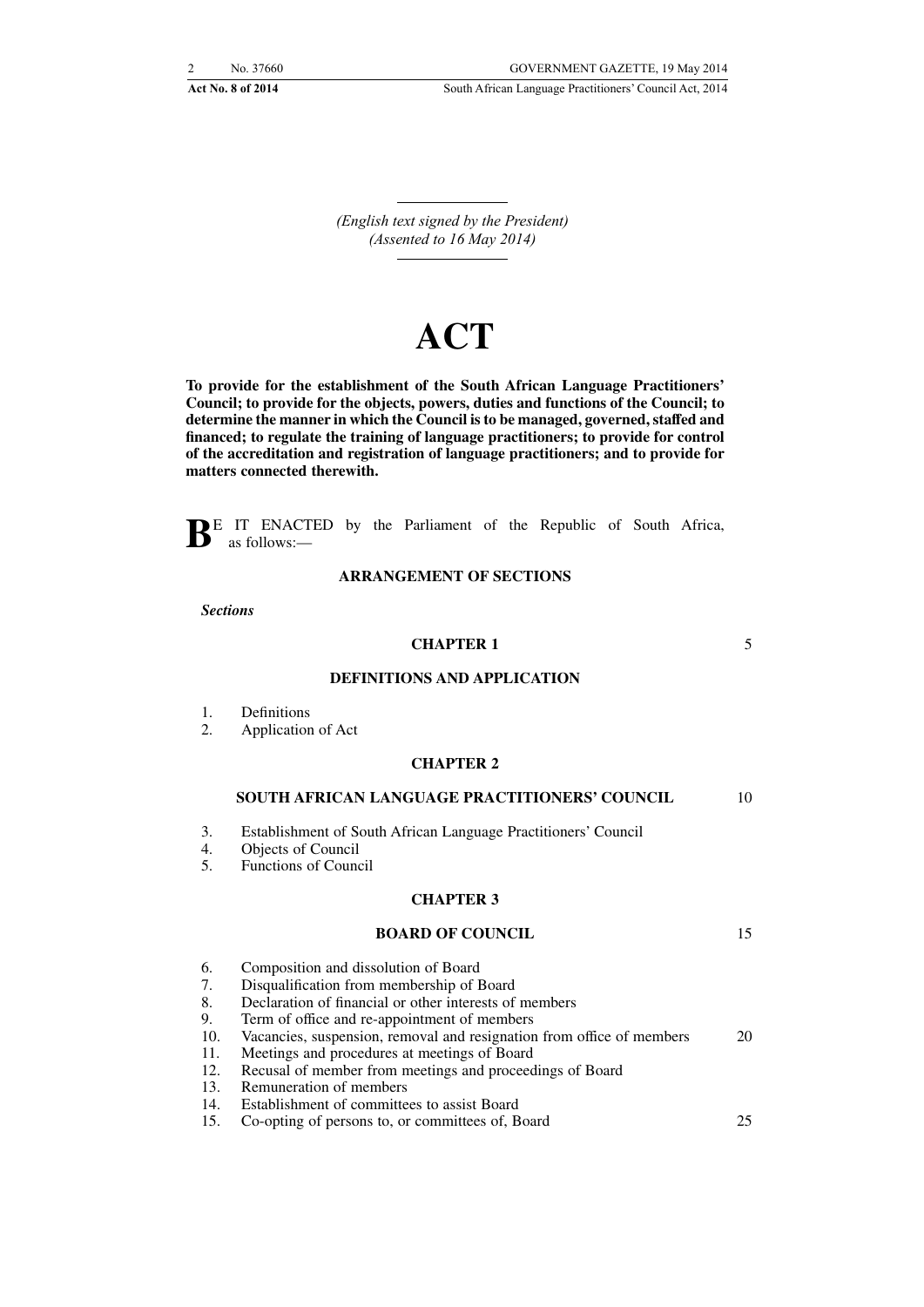*(English text signed by the President)*
*(Assented to 16 May 2014)*

# ACT

**To provide for the establishment of the South African Language Practitioners' Council; to provide for the objects, powers, duties and functions of the Council; to determine the manner in which the Council is to be managed, governed, staffed and financed; to regulate the training of language practitioners; to provide for control of the accreditation and registration of language practitioners; and to provide for matters connected therewith.**

BE IT ENACTED by the Parliament of the Republic of South Africa, as follows:—

## ARRANGEMENT OF SECTIONS

***Sections***

### CHAPTER 1

### DEFINITIONS AND APPLICATION

1. Definitions
2. Application of Act

### CHAPTER 2

### SOUTH AFRICAN LANGUAGE PRACTITIONERS' COUNCIL

3. Establishment of South African Language Practitioners' Council
4. Objects of Council
5. Functions of Council

### CHAPTER 3

### BOARD OF COUNCIL

6. Composition and dissolution of Board
7. Disqualification from membership of Board
8. Declaration of financial or other interests of members
9. Term of office and re-appointment of members
10. Vacancies, suspension, removal and resignation from office of members
11. Meetings and procedures at meetings of Board
12. Recusal of member from meetings and proceedings of Board
13. Remuneration of members
14. Establishment of committees to assist Board
15. Co-opting of persons to, or committees of, Board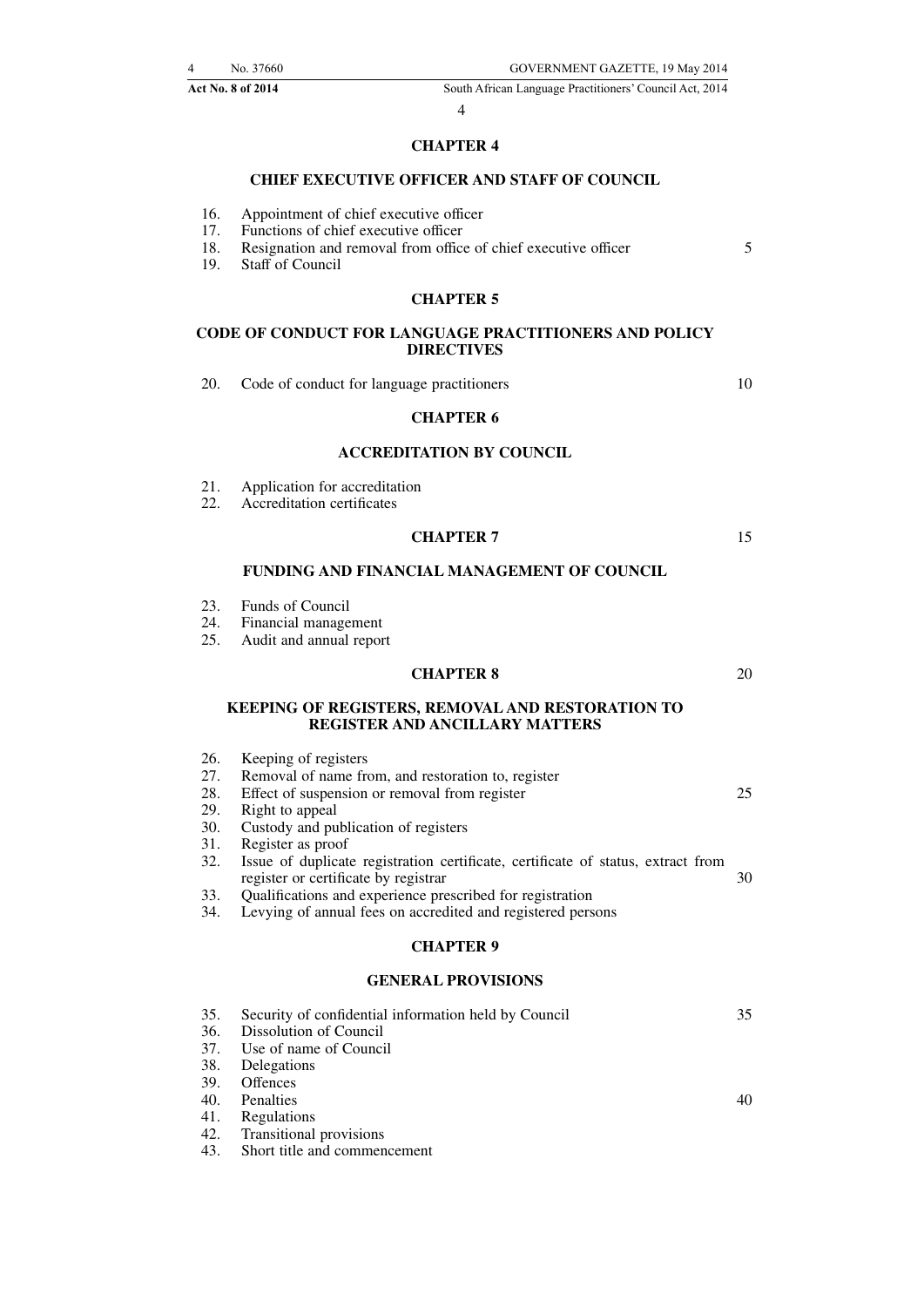## CHAPTER 4

### CHIEF EXECUTIVE OFFICER AND STAFF OF COUNCIL

16. Appointment of chief executive officer
17. Functions of chief executive officer
18. Resignation and removal from office of chief executive officer
19. Staff of Council

## CHAPTER 5

### CODE OF CONDUCT FOR LANGUAGE PRACTITIONERS AND POLICY DIRECTIVES

20. Code of conduct for language practitioners

## CHAPTER 6

### ACCREDITATION BY COUNCIL

21. Application for accreditation
22. Accreditation certificates

## CHAPTER 7

### FUNDING AND FINANCIAL MANAGEMENT OF COUNCIL

23. Funds of Council
24. Financial management
25. Audit and annual report

## CHAPTER 8

### KEEPING OF REGISTERS, REMOVAL AND RESTORATION TO REGISTER AND ANCILLARY MATTERS

26. Keeping of registers
27. Removal of name from, and restoration to, register
28. Effect of suspension or removal from register
29. Right to appeal
30. Custody and publication of registers
31. Register as proof
32. Issue of duplicate registration certificate, certificate of status, extract from register or certificate by registrar
33. Qualifications and experience prescribed for registration
34. Levying of annual fees on accredited and registered persons

## CHAPTER 9

### GENERAL PROVISIONS

35. Security of confidential information held by Council
36. Dissolution of Council
37. Use of name of Council
38. Delegations
39. Offences
40. Penalties
41. Regulations
42. Transitional provisions
43. Short title and commencement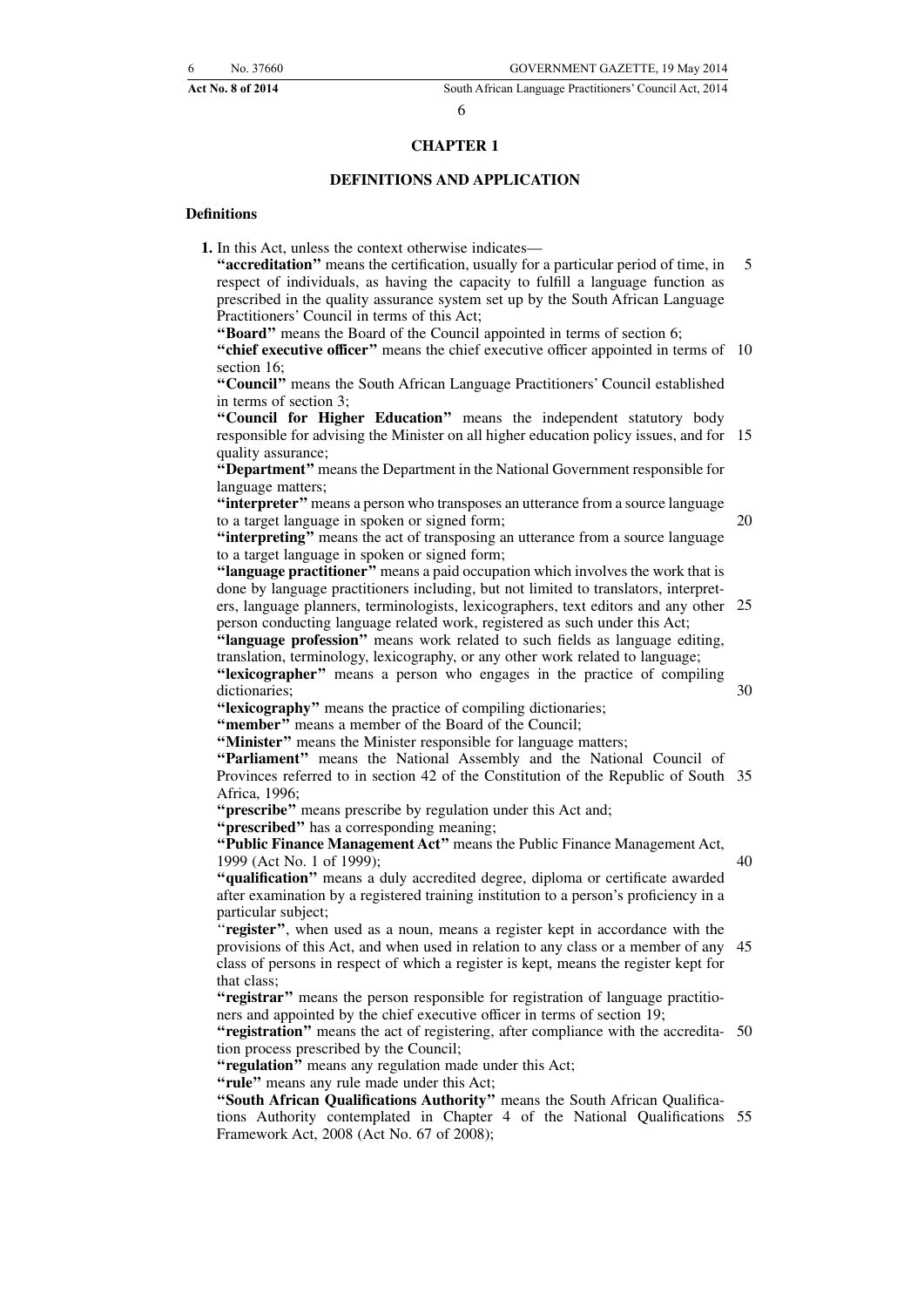## CHAPTER 1

## DEFINITIONS AND APPLICATION

### Definitions

**1.** In this Act, unless the context otherwise indicates—

**"accreditation"** means the certification, usually for a particular period of time, in respect of individuals, as having the capacity to fulfill a language function as prescribed in the quality assurance system set up by the South African Language Practitioners' Council in terms of this Act;

**"Board"** means the Board of the Council appointed in terms of section 6;

**"chief executive officer"** means the chief executive officer appointed in terms of section 16;

**"Council"** means the South African Language Practitioners' Council established in terms of section 3;

**"Council for Higher Education"** means the independent statutory body responsible for advising the Minister on all higher education policy issues, and for quality assurance;

**"Department"** means the Department in the National Government responsible for language matters;

**"interpreter"** means a person who transposes an utterance from a source language to a target language in spoken or signed form;

**"interpreting"** means the act of transposing an utterance from a source language to a target language in spoken or signed form;

**"language practitioner"** means a paid occupation which involves the work that is done by language practitioners including, but not limited to translators, interpreters, language planners, terminologists, lexicographers, text editors and any other person conducting language related work, registered as such under this Act;

**"language profession"** means work related to such fields as language editing, translation, terminology, lexicography, or any other work related to language;

**"lexicographer"** means a person who engages in the practice of compiling dictionaries;

**"lexicography"** means the practice of compiling dictionaries;

**"member"** means a member of the Board of the Council;

**"Minister"** means the Minister responsible for language matters;

**"Parliament"** means the National Assembly and the National Council of Provinces referred to in section 42 of the Constitution of the Republic of South Africa, 1996;

**"prescribe"** means prescribe by regulation under this Act and;

**"prescribed"** has a corresponding meaning;

**"Public Finance Management Act"** means the Public Finance Management Act, 1999 (Act No. 1 of 1999);

**"qualification"** means a duly accredited degree, diploma or certificate awarded after examination by a registered training institution to a person's proficiency in a particular subject;

**"register"**, when used as a noun, means a register kept in accordance with the provisions of this Act, and when used in relation to any class or a member of any class of persons in respect of which a register is kept, means the register kept for that class;

**"registrar"** means the person responsible for registration of language practitioners and appointed by the chief executive officer in terms of section 19;

**"registration"** means the act of registering, after compliance with the accreditation process prescribed by the Council;

**"regulation"** means any regulation made under this Act;

**"rule"** means any rule made under this Act;

**"South African Qualifications Authority"** means the South African Qualifications Authority contemplated in Chapter 4 of the National Qualifications Framework Act, 2008 (Act No. 67 of 2008);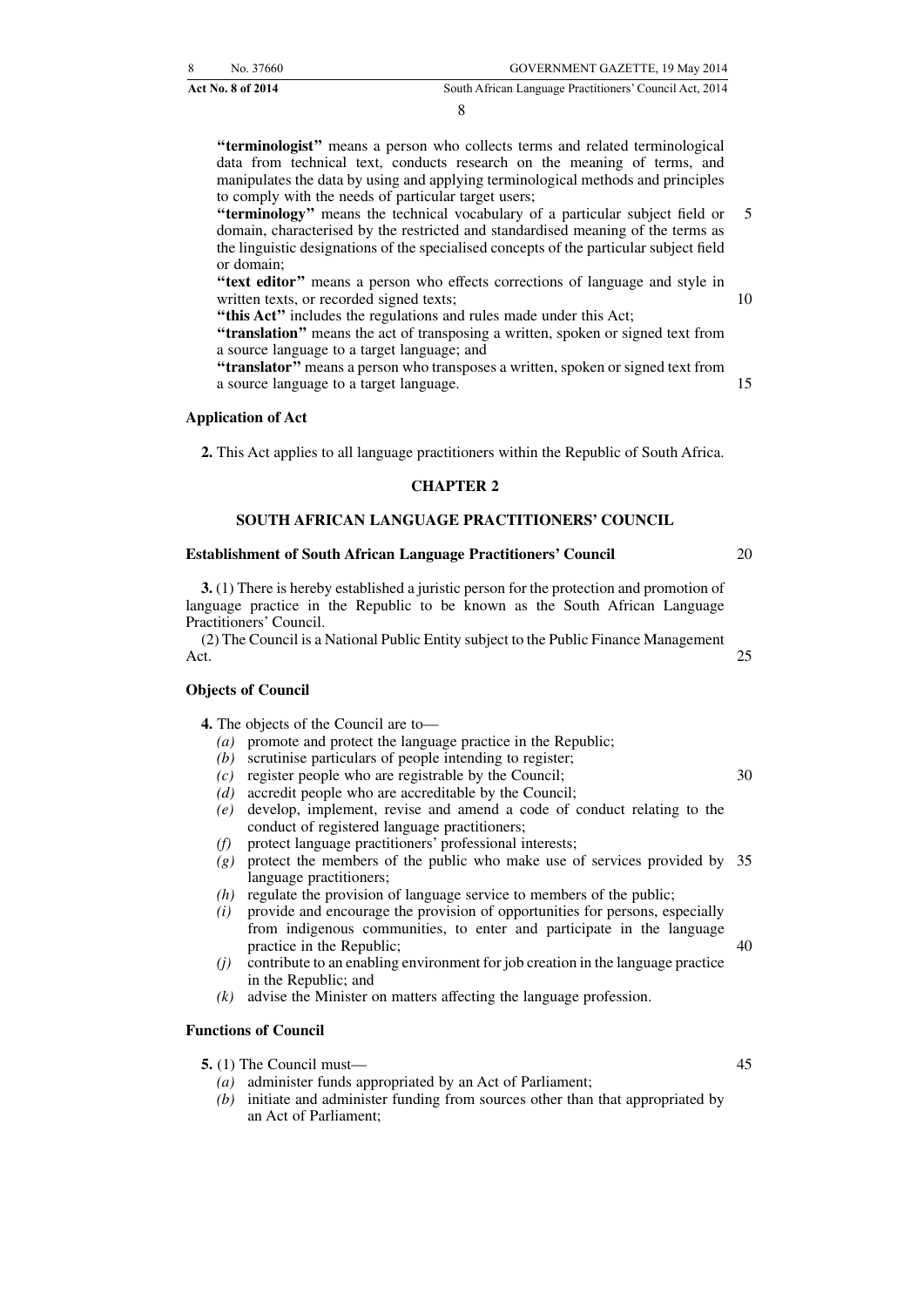**"terminologist"** means a person who collects terms and related terminological data from technical text, conducts research on the meaning of terms, and manipulates the data by using and applying terminological methods and principles to comply with the needs of particular target users;

**"terminology"** means the technical vocabulary of a particular subject field or domain, characterised by the restricted and standardised meaning of the terms as the linguistic designations of the specialised concepts of the particular subject field or domain;

**"text editor"** means a person who effects corrections of language and style in written texts, or recorded signed texts;

**"this Act"** includes the regulations and rules made under this Act;

**"translation"** means the act of transposing a written, spoken or signed text from a source language to a target language; and

**"translator"** means a person who transposes a written, spoken or signed text from a source language to a target language.

**Application of Act**

**2.** This Act applies to all language practitioners within the Republic of South Africa.

## CHAPTER 2

## SOUTH AFRICAN LANGUAGE PRACTITIONERS' COUNCIL

**Establishment of South African Language Practitioners' Council**

**3.** (1) There is hereby established a juristic person for the protection and promotion of language practice in the Republic to be known as the South African Language Practitioners' Council.

(2) The Council is a National Public Entity subject to the Public Finance Management Act.

**Objects of Council**

**4.** The objects of the Council are to—

*(a)* promote and protect the language practice in the Republic;
*(b)* scrutinise particulars of people intending to register;
*(c)* register people who are registrable by the Council;
*(d)* accredit people who are accreditable by the Council;
*(e)* develop, implement, revise and amend a code of conduct relating to the conduct of registered language practitioners;
*(f)* protect language practitioners' professional interests;
*(g)* protect the members of the public who make use of services provided by language practitioners;
*(h)* regulate the provision of language service to members of the public;
*(i)* provide and encourage the provision of opportunities for persons, especially from indigenous communities, to enter and participate in the language practice in the Republic;
*(j)* contribute to an enabling environment for job creation in the language practice in the Republic; and
*(k)* advise the Minister on matters affecting the language profession.

**Functions of Council**

**5.** (1) The Council must—

*(a)* administer funds appropriated by an Act of Parliament;
*(b)* initiate and administer funding from sources other than that appropriated by an Act of Parliament;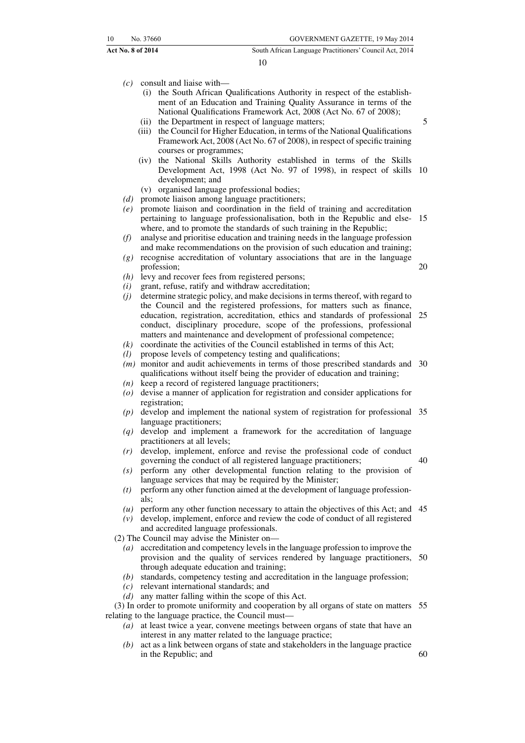*(c)* consult and liaise with—

(i) the South African Qualifications Authority in respect of the establishment of an Education and Training Quality Assurance in terms of the National Qualifications Framework Act, 2008 (Act No. 67 of 2008);

(ii) the Department in respect of language matters;

(iii) the Council for Higher Education, in terms of the National Qualifications Framework Act, 2008 (Act No. 67 of 2008), in respect of specific training courses or programmes;

(iv) the National Skills Authority established in terms of the Skills Development Act, 1998 (Act No. 97 of 1998), in respect of skills development; and

(v) organised language professional bodies;

*(d)* promote liaison among language practitioners;

*(e)* promote liaison and coordination in the field of training and accreditation pertaining to language professionalisation, both in the Republic and elsewhere, and to promote the standards of such training in the Republic;

*(f)* analyse and prioritise education and training needs in the language profession and make recommendations on the provision of such education and training;

*(g)* recognise accreditation of voluntary associations that are in the language profession;

*(h)* levy and recover fees from registered persons;

*(i)* grant, refuse, ratify and withdraw accreditation;

*(j)* determine strategic policy, and make decisions in terms thereof, with regard to the Council and the registered professions, for matters such as finance, education, registration, accreditation, ethics and standards of professional conduct, disciplinary procedure, scope of the professions, professional matters and maintenance and development of professional competence;

*(k)* coordinate the activities of the Council established in terms of this Act;

*(l)* propose levels of competency testing and qualifications;

*(m)* monitor and audit achievements in terms of those prescribed standards and qualifications without itself being the provider of education and training;

*(n)* keep a record of registered language practitioners;

*(o)* devise a manner of application for registration and consider applications for registration;

*(p)* develop and implement the national system of registration for professional language practitioners;

*(q)* develop and implement a framework for the accreditation of language practitioners at all levels;

*(r)* develop, implement, enforce and revise the professional code of conduct governing the conduct of all registered language practitioners;

*(s)* perform any other developmental function relating to the provision of language services that may be required by the Minister;

*(t)* perform any other function aimed at the development of language professionals;

*(u)* perform any other function necessary to attain the objectives of this Act; and

*(v)* develop, implement, enforce and review the code of conduct of all registered and accredited language professionals.

(2) The Council may advise the Minister on—

*(a)* accreditation and competency levels in the language profession to improve the provision and the quality of services rendered by language practitioners, through adequate education and training;

*(b)* standards, competency testing and accreditation in the language profession;

*(c)* relevant international standards; and

*(d)* any matter falling within the scope of this Act.

(3) In order to promote uniformity and cooperation by all organs of state on matters relating to the language practice, the Council must—

*(a)* at least twice a year, convene meetings between organs of state that have an interest in any matter related to the language practice;

*(b)* act as a link between organs of state and stakeholders in the language practice in the Republic; and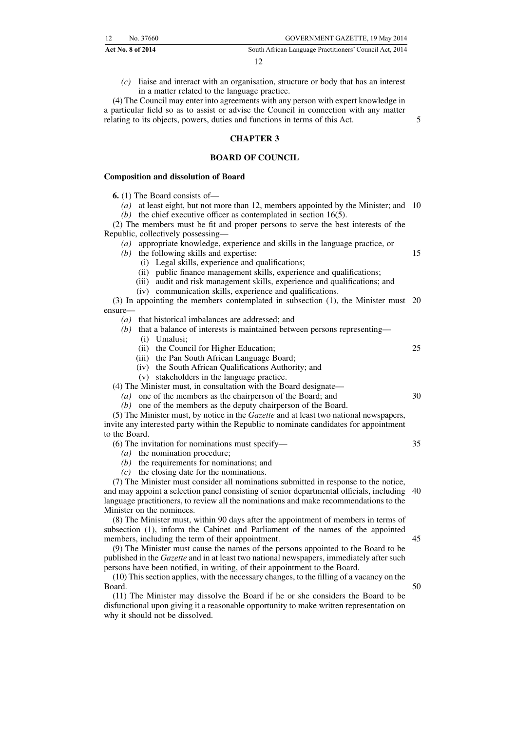*(c)* liaise and interact with an organisation, structure or body that has an interest in a matter related to the language practice.

(4) The Council may enter into agreements with any person with expert knowledge in a particular field so as to assist or advise the Council in connection with any matter relating to its objects, powers, duties and functions in terms of this Act.

## CHAPTER 3

## BOARD OF COUNCIL

### Composition and dissolution of Board

**6.** (1) The Board consists of—

*(a)* at least eight, but not more than 12, members appointed by the Minister; and

*(b)* the chief executive officer as contemplated in section 16(5).

(2) The members must be fit and proper persons to serve the best interests of the Republic, collectively possessing—

*(a)* appropriate knowledge, experience and skills in the language practice, or

*(b)* the following skills and expertise:

- (i) Legal skills, experience and qualifications;
- (ii) public finance management skills, experience and qualifications;
- (iii) audit and risk management skills, experience and qualifications; and
- (iv) communication skills, experience and qualifications.

(3) In appointing the members contemplated in subsection (1), the Minister must ensure—

*(a)* that historical imbalances are addressed; and

*(b)* that a balance of interests is maintained between persons representing—

- (i) Umalusi;
- (ii) the Council for Higher Education;
- (iii) the Pan South African Language Board;
- (iv) the South African Qualifications Authority; and
- (v) stakeholders in the language practice.

(4) The Minister must, in consultation with the Board designate—

*(a)* one of the members as the chairperson of the Board; and

*(b)* one of the members as the deputy chairperson of the Board.

(5) The Minister must, by notice in the *Gazette* and at least two national newspapers, invite any interested party within the Republic to nominate candidates for appointment to the Board.

(6) The invitation for nominations must specify—

*(a)* the nomination procedure;

*(b)* the requirements for nominations; and

*(c)* the closing date for the nominations.

(7) The Minister must consider all nominations submitted in response to the notice, and may appoint a selection panel consisting of senior departmental officials, including language practitioners, to review all the nominations and make recommendations to the Minister on the nominees.

(8) The Minister must, within 90 days after the appointment of members in terms of subsection (1), inform the Cabinet and Parliament of the names of the appointed members, including the term of their appointment.

(9) The Minister must cause the names of the persons appointed to the Board to be published in the *Gazette* and in at least two national newspapers, immediately after such persons have been notified, in writing, of their appointment to the Board.

(10) This section applies, with the necessary changes, to the filling of a vacancy on the Board.

(11) The Minister may dissolve the Board if he or she considers the Board to be disfunctional upon giving it a reasonable opportunity to make written representation on why it should not be dissolved.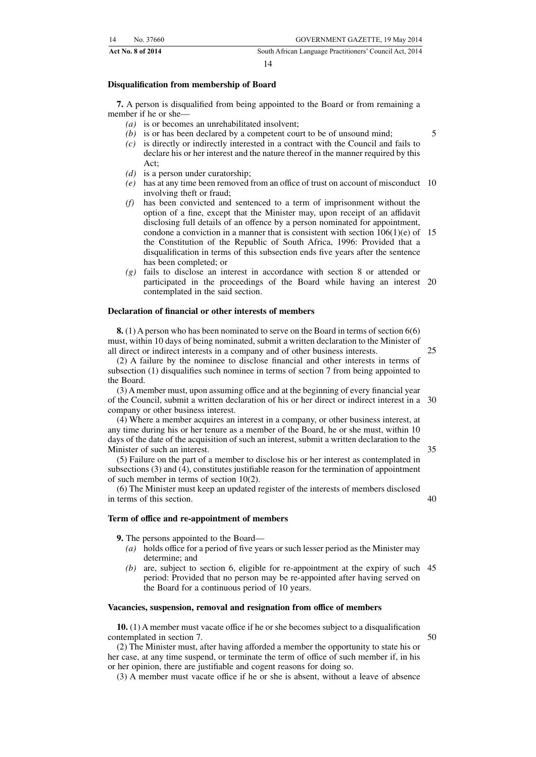**Disqualification from membership of Board**

**7.** A person is disqualified from being appointed to the Board or from remaining a member if he or she—

*(a)* is or becomes an unrehabilitated insolvent;

*(b)* is or has been declared by a competent court to be of unsound mind;

*(c)* is directly or indirectly interested in a contract with the Council and fails to declare his or her interest and the nature thereof in the manner required by this Act;

*(d)* is a person under curatorship;

*(e)* has at any time been removed from an office of trust on account of misconduct involving theft or fraud;

*(f)* has been convicted and sentenced to a term of imprisonment without the option of a fine, except that the Minister may, upon receipt of an affidavit disclosing full details of an offence by a person nominated for appointment, condone a conviction in a manner that is consistent with section 106(1)(e) of the Constitution of the Republic of South Africa, 1996: Provided that a disqualification in terms of this subsection ends five years after the sentence has been completed; or

*(g)* fails to disclose an interest in accordance with section 8 or attended or participated in the proceedings of the Board while having an interest contemplated in the said section.

**Declaration of financial or other interests of members**

**8.** (1) A person who has been nominated to serve on the Board in terms of section 6(6) must, within 10 days of being nominated, submit a written declaration to the Minister of all direct or indirect interests in a company and of other business interests.

(2) A failure by the nominee to disclose financial and other interests in terms of subsection (1) disqualifies such nominee in terms of section 7 from being appointed to the Board.

(3) A member must, upon assuming office and at the beginning of every financial year of the Council, submit a written declaration of his or her direct or indirect interest in a company or other business interest.

(4) Where a member acquires an interest in a company, or other business interest, at any time during his or her tenure as a member of the Board, he or she must, within 10 days of the date of the acquisition of such an interest, submit a written declaration to the Minister of such an interest.

(5) Failure on the part of a member to disclose his or her interest as contemplated in subsections (3) and (4), constitutes justifiable reason for the termination of appointment of such member in terms of section 10(2).

(6) The Minister must keep an updated register of the interests of members disclosed in terms of this section.

**Term of office and re-appointment of members**

**9.** The persons appointed to the Board—

*(a)* holds office for a period of five years or such lesser period as the Minister may determine; and

*(b)* are, subject to section 6, eligible for re-appointment at the expiry of such period: Provided that no person may be re-appointed after having served on the Board for a continuous period of 10 years.

**Vacancies, suspension, removal and resignation from office of members**

**10.** (1) A member must vacate office if he or she becomes subject to a disqualification contemplated in section 7.

(2) The Minister must, after having afforded a member the opportunity to state his or her case, at any time suspend, or terminate the term of office of such member if, in his or her opinion, there are justifiable and cogent reasons for doing so.

(3) A member must vacate office if he or she is absent, without a leave of absence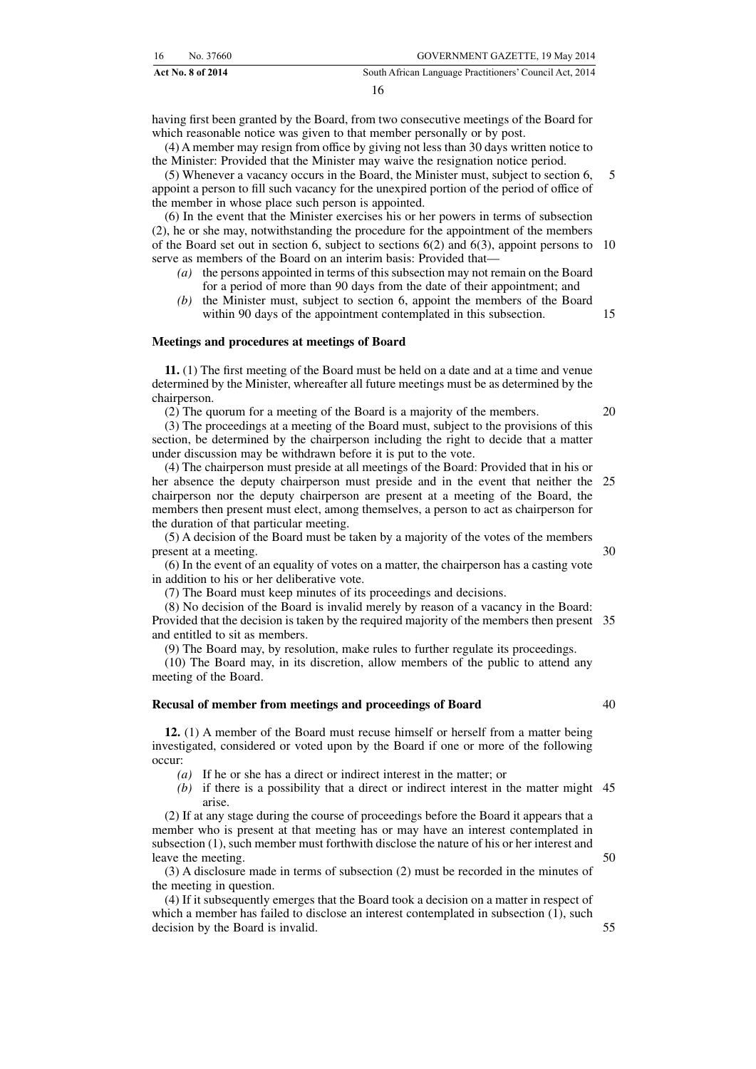having first been granted by the Board, from two consecutive meetings of the Board for which reasonable notice was given to that member personally or by post.

(4) A member may resign from office by giving not less than 30 days written notice to the Minister: Provided that the Minister may waive the resignation notice period.

(5) Whenever a vacancy occurs in the Board, the Minister must, subject to section 6, appoint a person to fill such vacancy for the unexpired portion of the period of office of the member in whose place such person is appointed.

(6) In the event that the Minister exercises his or her powers in terms of subsection (2), he or she may, notwithstanding the procedure for the appointment of the members of the Board set out in section 6, subject to sections 6(2) and 6(3), appoint persons to serve as members of the Board on an interim basis: Provided that—

- *(a)* the persons appointed in terms of this subsection may not remain on the Board for a period of more than 90 days from the date of their appointment; and
- *(b)* the Minister must, subject to section 6, appoint the members of the Board within 90 days of the appointment contemplated in this subsection.

**Meetings and procedures at meetings of Board**

**11.** (1) The first meeting of the Board must be held on a date and at a time and venue determined by the Minister, whereafter all future meetings must be as determined by the chairperson.

(2) The quorum for a meeting of the Board is a majority of the members.

(3) The proceedings at a meeting of the Board must, subject to the provisions of this section, be determined by the chairperson including the right to decide that a matter under discussion may be withdrawn before it is put to the vote.

(4) The chairperson must preside at all meetings of the Board: Provided that in his or her absence the deputy chairperson must preside and in the event that neither the chairperson nor the deputy chairperson are present at a meeting of the Board, the members then present must elect, among themselves, a person to act as chairperson for the duration of that particular meeting.

(5) A decision of the Board must be taken by a majority of the votes of the members present at a meeting.

(6) In the event of an equality of votes on a matter, the chairperson has a casting vote in addition to his or her deliberative vote.

(7) The Board must keep minutes of its proceedings and decisions.

(8) No decision of the Board is invalid merely by reason of a vacancy in the Board: Provided that the decision is taken by the required majority of the members then present and entitled to sit as members.

(9) The Board may, by resolution, make rules to further regulate its proceedings.

(10) The Board may, in its discretion, allow members of the public to attend any meeting of the Board.

**Recusal of member from meetings and proceedings of Board**

**12.** (1) A member of the Board must recuse himself or herself from a matter being investigated, considered or voted upon by the Board if one or more of the following occur:

- *(a)* If he or she has a direct or indirect interest in the matter; or
- *(b)* if there is a possibility that a direct or indirect interest in the matter might arise.

(2) If at any stage during the course of proceedings before the Board it appears that a member who is present at that meeting has or may have an interest contemplated in subsection (1), such member must forthwith disclose the nature of his or her interest and leave the meeting.

(3) A disclosure made in terms of subsection (2) must be recorded in the minutes of the meeting in question.

(4) If it subsequently emerges that the Board took a decision on a matter in respect of which a member has failed to disclose an interest contemplated in subsection (1), such decision by the Board is invalid.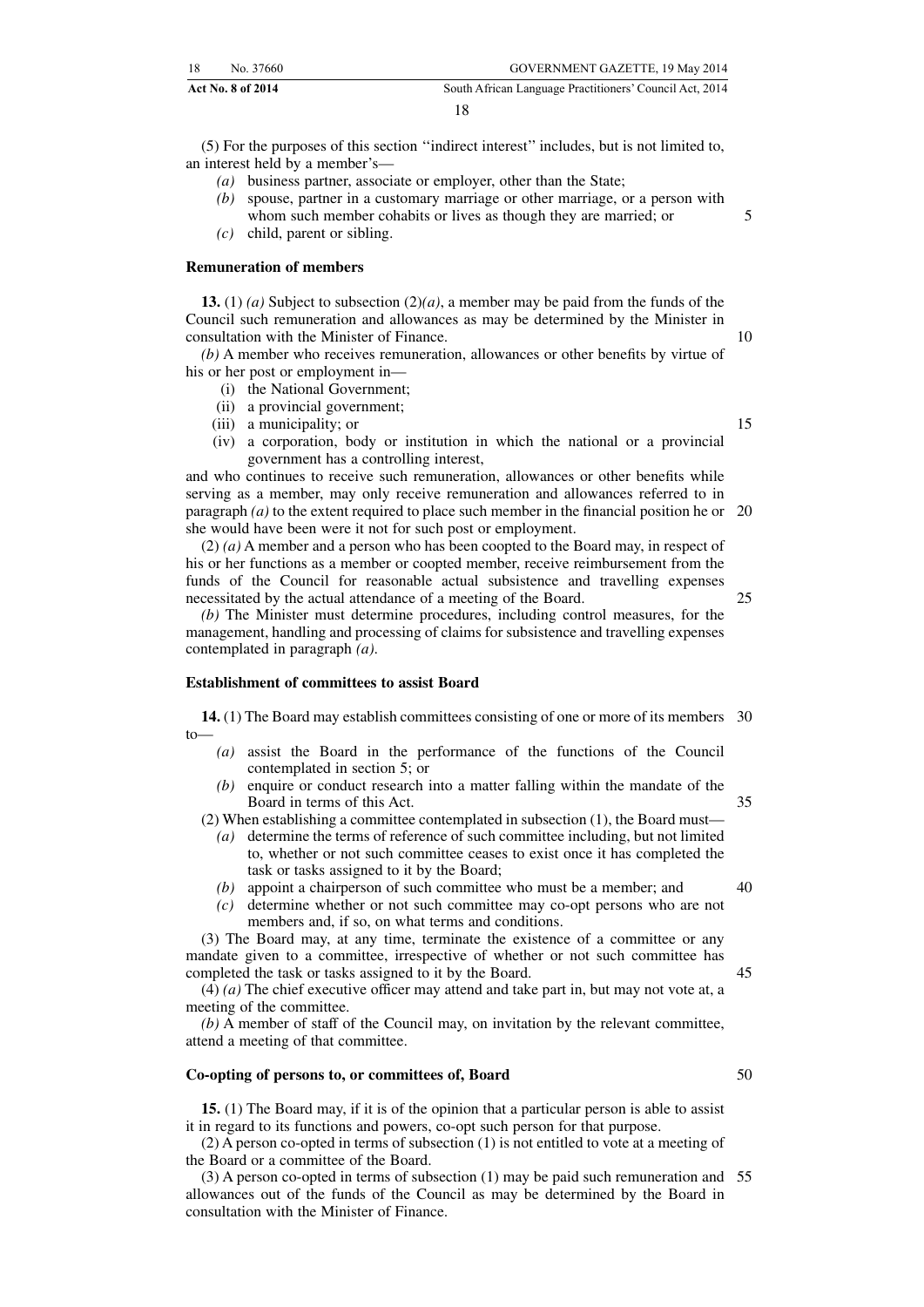(5) For the purposes of this section ''indirect interest'' includes, but is not limited to, an interest held by a member's—

- *(a)* business partner, associate or employer, other than the State;
- *(b)* spouse, partner in a customary marriage or other marriage, or a person with whom such member cohabits or lives as though they are married; or
- *(c)* child, parent or sibling.

**Remuneration of members**

**13.** (1) *(a)* Subject to subsection (2)*(a)*, a member may be paid from the funds of the Council such remuneration and allowances as may be determined by the Minister in consultation with the Minister of Finance.

*(b)* A member who receives remuneration, allowances or other benefits by virtue of his or her post or employment in—

- (i) the National Government;
- (ii) a provincial government;
- (iii) a municipality; or
- (iv) a corporation, body or institution in which the national or a provincial government has a controlling interest,

and who continues to receive such remuneration, allowances or other benefits while serving as a member, may only receive remuneration and allowances referred to in paragraph *(a)* to the extent required to place such member in the financial position he or she would have been were it not for such post or employment.

(2) *(a)* A member and a person who has been coopted to the Board may, in respect of his or her functions as a member or coopted member, receive reimbursement from the funds of the Council for reasonable actual subsistence and travelling expenses necessitated by the actual attendance of a meeting of the Board.

*(b)* The Minister must determine procedures, including control measures, for the management, handling and processing of claims for subsistence and travelling expenses contemplated in paragraph *(a)*.

**Establishment of committees to assist Board**

**14.** (1) The Board may establish committees consisting of one or more of its members to—

- *(a)* assist the Board in the performance of the functions of the Council contemplated in section 5; or
- *(b)* enquire or conduct research into a matter falling within the mandate of the Board in terms of this Act.

(2) When establishing a committee contemplated in subsection (1), the Board must—

- *(a)* determine the terms of reference of such committee including, but not limited to, whether or not such committee ceases to exist once it has completed the task or tasks assigned to it by the Board;
- *(b)* appoint a chairperson of such committee who must be a member; and
- *(c)* determine whether or not such committee may co-opt persons who are not members and, if so, on what terms and conditions.

(3) The Board may, at any time, terminate the existence of a committee or any mandate given to a committee, irrespective of whether or not such committee has completed the task or tasks assigned to it by the Board.

(4) *(a)* The chief executive officer may attend and take part in, but may not vote at, a meeting of the committee.

*(b)* A member of staff of the Council may, on invitation by the relevant committee, attend a meeting of that committee.

**Co-opting of persons to, or committees of, Board**

**15.** (1) The Board may, if it is of the opinion that a particular person is able to assist it in regard to its functions and powers, co-opt such person for that purpose.

(2) A person co-opted in terms of subsection (1) is not entitled to vote at a meeting of the Board or a committee of the Board.

(3) A person co-opted in terms of subsection (1) may be paid such remuneration and allowances out of the funds of the Council as may be determined by the Board in consultation with the Minister of Finance.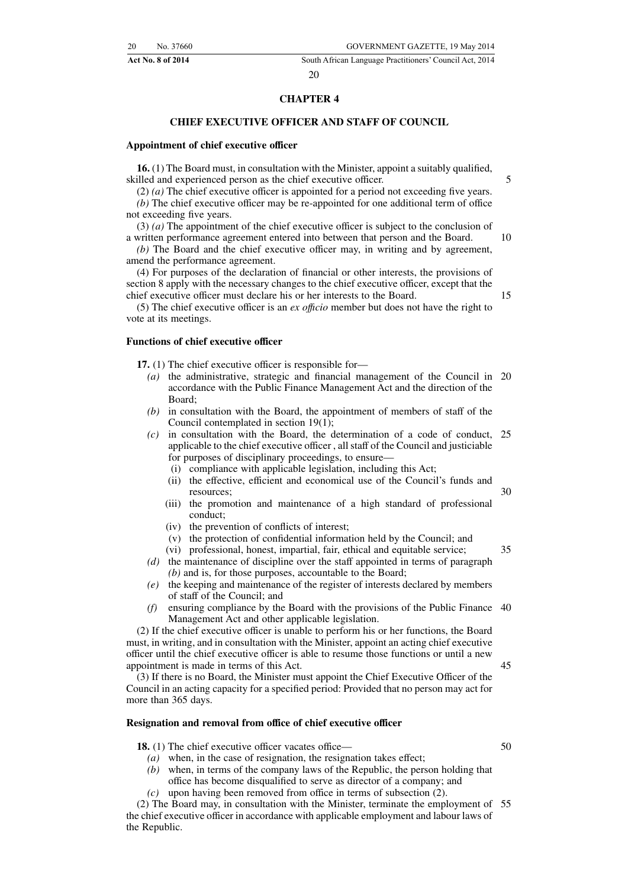## CHAPTER 4

## CHIEF EXECUTIVE OFFICER AND STAFF OF COUNCIL

### Appointment of chief executive officer

**16.** (1) The Board must, in consultation with the Minister, appoint a suitably qualified, skilled and experienced person as the chief executive officer.

(2) *(a)* The chief executive officer is appointed for a period not exceeding five years.

*(b)* The chief executive officer may be re-appointed for one additional term of office not exceeding five years.

(3) *(a)* The appointment of the chief executive officer is subject to the conclusion of a written performance agreement entered into between that person and the Board.

*(b)* The Board and the chief executive officer may, in writing and by agreement, amend the performance agreement.

(4) For purposes of the declaration of financial or other interests, the provisions of section 8 apply with the necessary changes to the chief executive officer, except that the chief executive officer must declare his or her interests to the Board.

(5) The chief executive officer is an *ex officio* member but does not have the right to vote at its meetings.

### Functions of chief executive officer

**17.** (1) The chief executive officer is responsible for—

*(a)* the administrative, strategic and financial management of the Council in accordance with the Public Finance Management Act and the direction of the Board;

*(b)* in consultation with the Board, the appointment of members of staff of the Council contemplated in section 19(1);

*(c)* in consultation with the Board, the determination of a code of conduct, applicable to the chief executive officer , all staff of the Council and justiciable for purposes of disciplinary proceedings, to ensure—

(i) compliance with applicable legislation, including this Act;

(ii) the effective, efficient and economical use of the Council's funds and resources;

(iii) the promotion and maintenance of a high standard of professional conduct;

(iv) the prevention of conflicts of interest;

(v) the protection of confidential information held by the Council; and

(vi) professional, honest, impartial, fair, ethical and equitable service;

*(d)* the maintenance of discipline over the staff appointed in terms of paragraph *(b)* and is, for those purposes, accountable to the Board;

*(e)* the keeping and maintenance of the register of interests declared by members of staff of the Council; and

*(f)* ensuring compliance by the Board with the provisions of the Public Finance Management Act and other applicable legislation.

(2) If the chief executive officer is unable to perform his or her functions, the Board must, in writing, and in consultation with the Minister, appoint an acting chief executive officer until the chief executive officer is able to resume those functions or until a new appointment is made in terms of this Act.

(3) If there is no Board, the Minister must appoint the Chief Executive Officer of the Council in an acting capacity for a specified period: Provided that no person may act for more than 365 days.

### Resignation and removal from office of chief executive officer

**18.** (1) The chief executive officer vacates office—

*(a)* when, in the case of resignation, the resignation takes effect;

*(b)* when, in terms of the company laws of the Republic, the person holding that office has become disqualified to serve as director of a company; and

*(c)* upon having been removed from office in terms of subsection (2).

(2) The Board may, in consultation with the Minister, terminate the employment of the chief executive officer in accordance with applicable employment and labour laws of the Republic.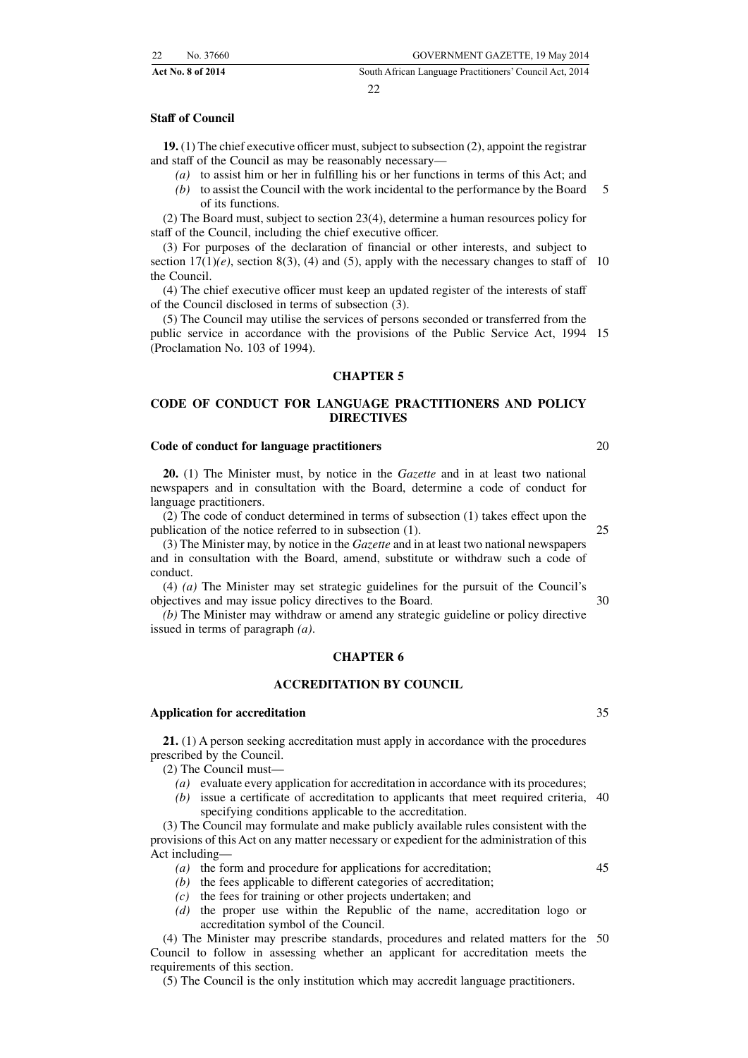**Staff of Council**

**19.** (1) The chief executive officer must, subject to subsection (2), appoint the registrar and staff of the Council as may be reasonably necessary—

*(a)* to assist him or her in fulfilling his or her functions in terms of this Act; and

*(b)* to assist the Council with the work incidental to the performance by the Board of its functions.

(2) The Board must, subject to section 23(4), determine a human resources policy for staff of the Council, including the chief executive officer.

(3) For purposes of the declaration of financial or other interests, and subject to section 17(1)*(e)*, section 8(3), (4) and (5), apply with the necessary changes to staff of the Council.

(4) The chief executive officer must keep an updated register of the interests of staff of the Council disclosed in terms of subsection (3).

(5) The Council may utilise the services of persons seconded or transferred from the public service in accordance with the provisions of the Public Service Act, 1994 (Proclamation No. 103 of 1994).

## CHAPTER 5

## CODE OF CONDUCT FOR LANGUAGE PRACTITIONERS AND POLICY DIRECTIVES

**Code of conduct for language practitioners**

**20.** (1) The Minister must, by notice in the *Gazette* and in at least two national newspapers and in consultation with the Board, determine a code of conduct for language practitioners.

(2) The code of conduct determined in terms of subsection (1) takes effect upon the publication of the notice referred to in subsection (1).

(3) The Minister may, by notice in the *Gazette* and in at least two national newspapers and in consultation with the Board, amend, substitute or withdraw such a code of conduct.

(4) *(a)* The Minister may set strategic guidelines for the pursuit of the Council's objectives and may issue policy directives to the Board.

*(b)* The Minister may withdraw or amend any strategic guideline or policy directive issued in terms of paragraph *(a)*.

## CHAPTER 6

## ACCREDITATION BY COUNCIL

**Application for accreditation**

**21.** (1) A person seeking accreditation must apply in accordance with the procedures prescribed by the Council.

(2) The Council must—

*(a)* evaluate every application for accreditation in accordance with its procedures;

*(b)* issue a certificate of accreditation to applicants that meet required criteria, specifying conditions applicable to the accreditation.

(3) The Council may formulate and make publicly available rules consistent with the provisions of this Act on any matter necessary or expedient for the administration of this Act including—

*(a)* the form and procedure for applications for accreditation;

*(b)* the fees applicable to different categories of accreditation;

*(c)* the fees for training or other projects undertaken; and

*(d)* the proper use within the Republic of the name, accreditation logo or accreditation symbol of the Council.

(4) The Minister may prescribe standards, procedures and related matters for the Council to follow in assessing whether an applicant for accreditation meets the requirements of this section.

(5) The Council is the only institution which may accredit language practitioners.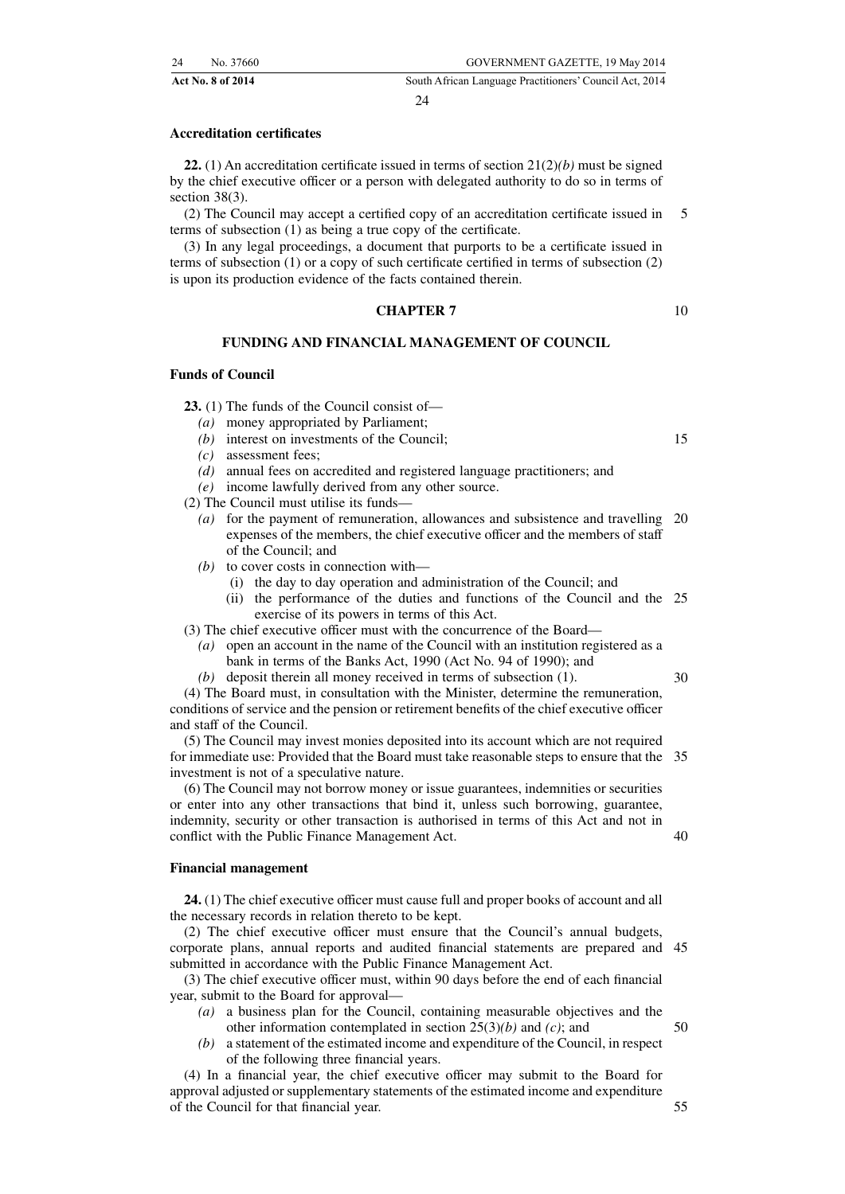**Accreditation certificates**

**22.** (1) An accreditation certificate issued in terms of section 21(2)*(b)* must be signed by the chief executive officer or a person with delegated authority to do so in terms of section 38(3).

(2) The Council may accept a certified copy of an accreditation certificate issued in terms of subsection (1) as being a true copy of the certificate.

(3) In any legal proceedings, a document that purports to be a certificate issued in terms of subsection (1) or a copy of such certificate certified in terms of subsection (2) is upon its production evidence of the facts contained therein.

## CHAPTER 7

## FUNDING AND FINANCIAL MANAGEMENT OF COUNCIL

**Funds of Council**

**23.** (1) The funds of the Council consist of—

- *(a)* money appropriated by Parliament;
- *(b)* interest on investments of the Council;
- *(c)* assessment fees;
- *(d)* annual fees on accredited and registered language practitioners; and
- *(e)* income lawfully derived from any other source.

(2) The Council must utilise its funds—

- *(a)* for the payment of remuneration, allowances and subsistence and travelling expenses of the members, the chief executive officer and the members of staff of the Council; and
- *(b)* to cover costs in connection with—
  - (i) the day to day operation and administration of the Council; and
  - (ii) the performance of the duties and functions of the Council and the exercise of its powers in terms of this Act.

(3) The chief executive officer must with the concurrence of the Board—

- *(a)* open an account in the name of the Council with an institution registered as a bank in terms of the Banks Act, 1990 (Act No. 94 of 1990); and
- *(b)* deposit therein all money received in terms of subsection (1).

(4) The Board must, in consultation with the Minister, determine the remuneration, conditions of service and the pension or retirement benefits of the chief executive officer and staff of the Council.

(5) The Council may invest monies deposited into its account which are not required for immediate use: Provided that the Board must take reasonable steps to ensure that the investment is not of a speculative nature.

(6) The Council may not borrow money or issue guarantees, indemnities or securities or enter into any other transactions that bind it, unless such borrowing, guarantee, indemnity, security or other transaction is authorised in terms of this Act and not in conflict with the Public Finance Management Act.

**Financial management**

**24.** (1) The chief executive officer must cause full and proper books of account and all the necessary records in relation thereto to be kept.

(2) The chief executive officer must ensure that the Council's annual budgets, corporate plans, annual reports and audited financial statements are prepared and submitted in accordance with the Public Finance Management Act.

(3) The chief executive officer must, within 90 days before the end of each financial year, submit to the Board for approval—

- *(a)* a business plan for the Council, containing measurable objectives and the other information contemplated in section 25(3)*(b)* and *(c)*; and
- *(b)* a statement of the estimated income and expenditure of the Council, in respect of the following three financial years.

(4) In a financial year, the chief executive officer may submit to the Board for approval adjusted or supplementary statements of the estimated income and expenditure of the Council for that financial year.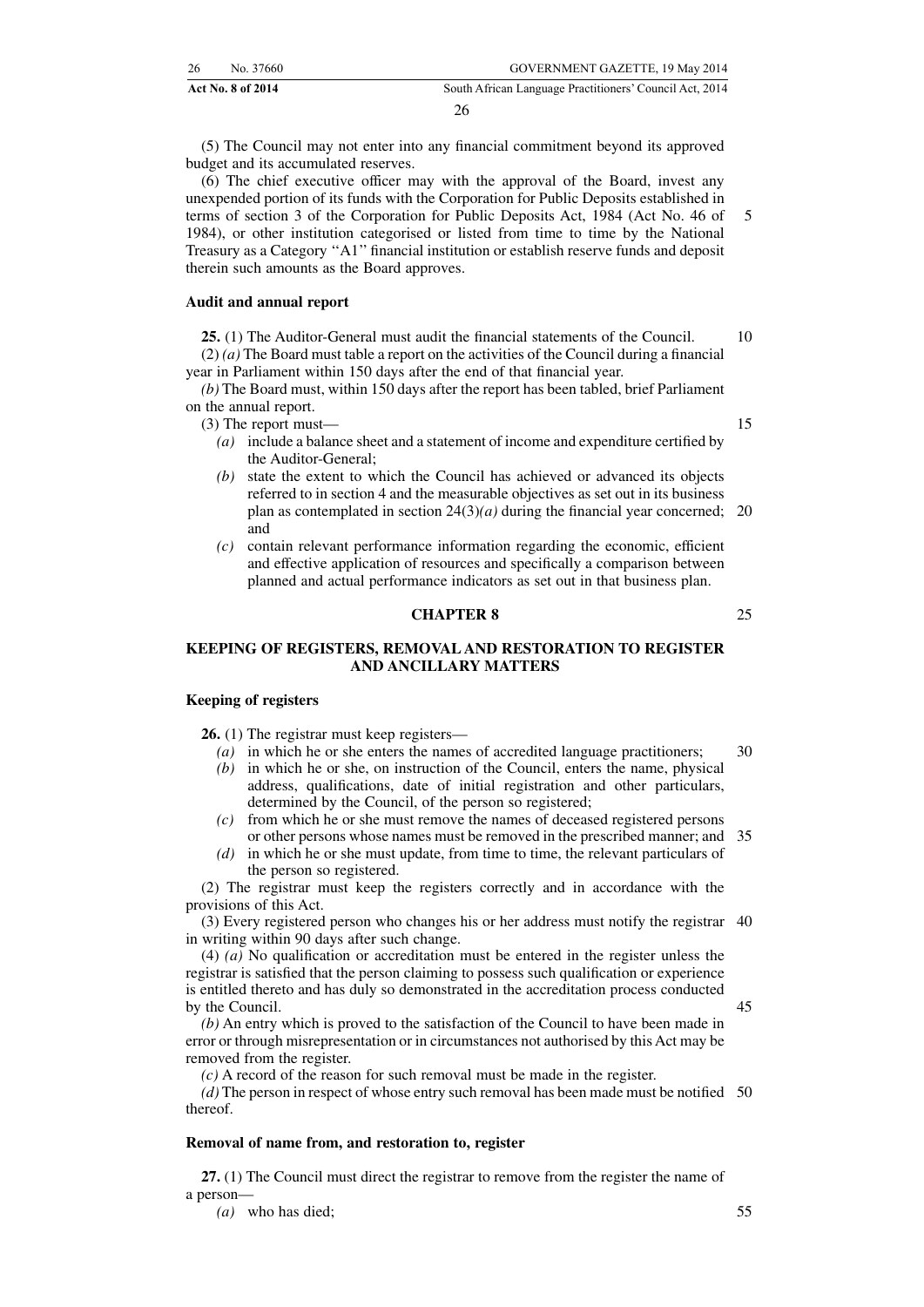(5) The Council may not enter into any financial commitment beyond its approved budget and its accumulated reserves.

(6) The chief executive officer may with the approval of the Board, invest any unexpended portion of its funds with the Corporation for Public Deposits established in terms of section 3 of the Corporation for Public Deposits Act, 1984 (Act No. 46 of 1984), or other institution categorised or listed from time to time by the National Treasury as a Category ''A1'' financial institution or establish reserve funds and deposit therein such amounts as the Board approves.

**Audit and annual report**

**25.** (1) The Auditor-General must audit the financial statements of the Council.

(2) *(a)* The Board must table a report on the activities of the Council during a financial year in Parliament within 150 days after the end of that financial year.

*(b)* The Board must, within 150 days after the report has been tabled, brief Parliament on the annual report.

(3) The report must—

- *(a)* include a balance sheet and a statement of income and expenditure certified by the Auditor-General;
- *(b)* state the extent to which the Council has achieved or advanced its objects referred to in section 4 and the measurable objectives as set out in its business plan as contemplated in section 24(3)*(a)* during the financial year concerned; and
- *(c)* contain relevant performance information regarding the economic, efficient and effective application of resources and specifically a comparison between planned and actual performance indicators as set out in that business plan.

## CHAPTER 8

## KEEPING OF REGISTERS, REMOVAL AND RESTORATION TO REGISTER AND ANCILLARY MATTERS

**Keeping of registers**

**26.** (1) The registrar must keep registers—

- *(a)* in which he or she enters the names of accredited language practitioners;
- *(b)* in which he or she, on instruction of the Council, enters the name, physical address, qualifications, date of initial registration and other particulars, determined by the Council, of the person so registered;
- *(c)* from which he or she must remove the names of deceased registered persons or other persons whose names must be removed in the prescribed manner; and
- *(d)* in which he or she must update, from time to time, the relevant particulars of the person so registered.

(2) The registrar must keep the registers correctly and in accordance with the provisions of this Act.

(3) Every registered person who changes his or her address must notify the registrar in writing within 90 days after such change.

(4) *(a)* No qualification or accreditation must be entered in the register unless the registrar is satisfied that the person claiming to possess such qualification or experience is entitled thereto and has duly so demonstrated in the accreditation process conducted by the Council.

*(b)* An entry which is proved to the satisfaction of the Council to have been made in error or through misrepresentation or in circumstances not authorised by this Act may be removed from the register.

*(c)* A record of the reason for such removal must be made in the register.

*(d)* The person in respect of whose entry such removal has been made must be notified thereof.

**Removal of name from, and restoration to, register**

**27.** (1) The Council must direct the registrar to remove from the register the name of a person—

- *(a)* who has died;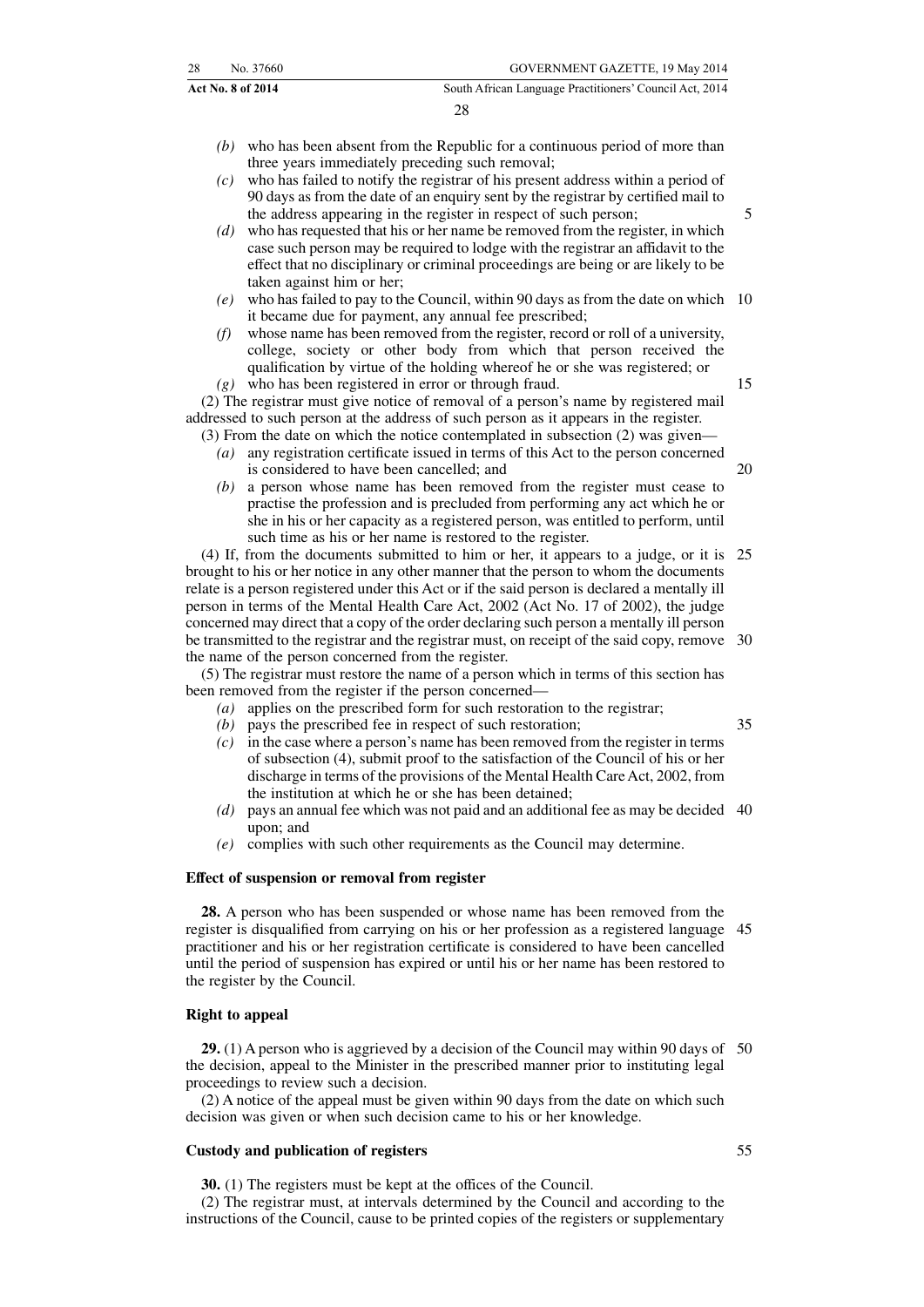*(b)* who has been absent from the Republic for a continuous period of more than three years immediately preceding such removal;

*(c)* who has failed to notify the registrar of his present address within a period of 90 days as from the date of an enquiry sent by the registrar by certified mail to the address appearing in the register in respect of such person;

*(d)* who has requested that his or her name be removed from the register, in which case such person may be required to lodge with the registrar an affidavit to the effect that no disciplinary or criminal proceedings are being or are likely to be taken against him or her;

*(e)* who has failed to pay to the Council, within 90 days as from the date on which it became due for payment, any annual fee prescribed;

*(f)* whose name has been removed from the register, record or roll of a university, college, society or other body from which that person received the qualification by virtue of the holding whereof he or she was registered; or

*(g)* who has been registered in error or through fraud.

(2) The registrar must give notice of removal of a person's name by registered mail addressed to such person at the address of such person as it appears in the register.

(3) From the date on which the notice contemplated in subsection (2) was given—

*(a)* any registration certificate issued in terms of this Act to the person concerned is considered to have been cancelled; and

*(b)* a person whose name has been removed from the register must cease to practise the profession and is precluded from performing any act which he or she in his or her capacity as a registered person, was entitled to perform, until such time as his or her name is restored to the register.

(4) If, from the documents submitted to him or her, it appears to a judge, or it is brought to his or her notice in any other manner that the person to whom the documents relate is a person registered under this Act or if the said person is declared a mentally ill person in terms of the Mental Health Care Act, 2002 (Act No. 17 of 2002), the judge concerned may direct that a copy of the order declaring such person a mentally ill person be transmitted to the registrar and the registrar must, on receipt of the said copy, remove the name of the person concerned from the register.

(5) The registrar must restore the name of a person which in terms of this section has been removed from the register if the person concerned—

*(a)* applies on the prescribed form for such restoration to the registrar;

*(b)* pays the prescribed fee in respect of such restoration;

*(c)* in the case where a person's name has been removed from the register in terms of subsection (4), submit proof to the satisfaction of the Council of his or her discharge in terms of the provisions of the Mental Health Care Act, 2002, from the institution at which he or she has been detained;

*(d)* pays an annual fee which was not paid and an additional fee as may be decided upon; and

*(e)* complies with such other requirements as the Council may determine.

**Effect of suspension or removal from register**

**28.** A person who has been suspended or whose name has been removed from the register is disqualified from carrying on his or her profession as a registered language practitioner and his or her registration certificate is considered to have been cancelled until the period of suspension has expired or until his or her name has been restored to the register by the Council.

**Right to appeal**

**29.** (1) A person who is aggrieved by a decision of the Council may within 90 days of the decision, appeal to the Minister in the prescribed manner prior to instituting legal proceedings to review such a decision.

(2) A notice of the appeal must be given within 90 days from the date on which such decision was given or when such decision came to his or her knowledge.

**Custody and publication of registers**

**30.** (1) The registers must be kept at the offices of the Council.

(2) The registrar must, at intervals determined by the Council and according to the instructions of the Council, cause to be printed copies of the registers or supplementary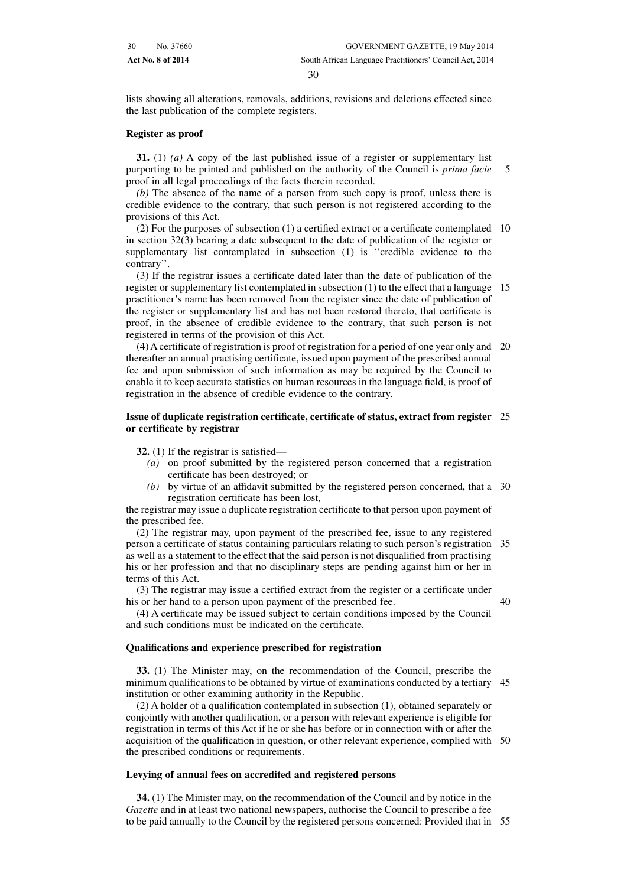lists showing all alterations, removals, additions, revisions and deletions effected since the last publication of the complete registers.

**Register as proof**

**31.** (1) *(a)* A copy of the last published issue of a register or supplementary list purporting to be printed and published on the authority of the Council is *prima facie* proof in all legal proceedings of the facts therein recorded.

*(b)* The absence of the name of a person from such copy is proof, unless there is credible evidence to the contrary, that such person is not registered according to the provisions of this Act.

(2) For the purposes of subsection (1) a certified extract or a certificate contemplated in section 32(3) bearing a date subsequent to the date of publication of the register or supplementary list contemplated in subsection (1) is ''credible evidence to the contrary''.

(3) If the registrar issues a certificate dated later than the date of publication of the register or supplementary list contemplated in subsection (1) to the effect that a language practitioner's name has been removed from the register since the date of publication of the register or supplementary list and has not been restored thereto, that certificate is proof, in the absence of credible evidence to the contrary, that such person is not registered in terms of the provision of this Act.

(4) A certificate of registration is proof of registration for a period of one year only and thereafter an annual practising certificate, issued upon payment of the prescribed annual fee and upon submission of such information as may be required by the Council to enable it to keep accurate statistics on human resources in the language field, is proof of registration in the absence of credible evidence to the contrary.

**Issue of duplicate registration certificate, certificate of status, extract from register or certificate by registrar**

**32.** (1) If the registrar is satisfied—

*(a)* on proof submitted by the registered person concerned that a registration certificate has been destroyed; or

*(b)* by virtue of an affidavit submitted by the registered person concerned, that a registration certificate has been lost,

the registrar may issue a duplicate registration certificate to that person upon payment of the prescribed fee.

(2) The registrar may, upon payment of the prescribed fee, issue to any registered person a certificate of status containing particulars relating to such person's registration as well as a statement to the effect that the said person is not disqualified from practising his or her profession and that no disciplinary steps are pending against him or her in terms of this Act.

(3) The registrar may issue a certified extract from the register or a certificate under his or her hand to a person upon payment of the prescribed fee.

(4) A certificate may be issued subject to certain conditions imposed by the Council and such conditions must be indicated on the certificate.

**Qualifications and experience prescribed for registration**

**33.** (1) The Minister may, on the recommendation of the Council, prescribe the minimum qualifications to be obtained by virtue of examinations conducted by a tertiary institution or other examining authority in the Republic.

(2) A holder of a qualification contemplated in subsection (1), obtained separately or conjointly with another qualification, or a person with relevant experience is eligible for registration in terms of this Act if he or she has before or in connection with or after the acquisition of the qualification in question, or other relevant experience, complied with the prescribed conditions or requirements.

**Levying of annual fees on accredited and registered persons**

**34.** (1) The Minister may, on the recommendation of the Council and by notice in the *Gazette* and in at least two national newspapers, authorise the Council to prescribe a fee to be paid annually to the Council by the registered persons concerned: Provided that in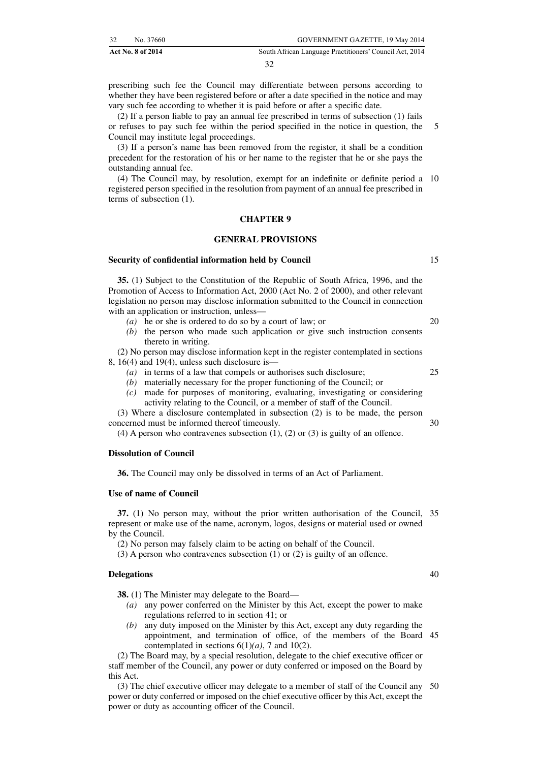prescribing such fee the Council may differentiate between persons according to whether they have been registered before or after a date specified in the notice and may vary such fee according to whether it is paid before or after a specific date.

(2) If a person liable to pay an annual fee prescribed in terms of subsection (1) fails or refuses to pay such fee within the period specified in the notice in question, the Council may institute legal proceedings.

(3) If a person's name has been removed from the register, it shall be a condition precedent for the restoration of his or her name to the register that he or she pays the outstanding annual fee.

(4) The Council may, by resolution, exempt for an indefinite or definite period a registered person specified in the resolution from payment of an annual fee prescribed in terms of subsection (1).

## CHAPTER 9

## GENERAL PROVISIONS

### Security of confidential information held by Council

**35.** (1) Subject to the Constitution of the Republic of South Africa, 1996, and the Promotion of Access to Information Act, 2000 (Act No. 2 of 2000), and other relevant legislation no person may disclose information submitted to the Council in connection with an application or instruction, unless—

*(a)* he or she is ordered to do so by a court of law; or

*(b)* the person who made such application or give such instruction consents thereto in writing.

(2) No person may disclose information kept in the register contemplated in sections 8, 16(4) and 19(4), unless such disclosure is—

*(a)* in terms of a law that compels or authorises such disclosure;

*(b)* materially necessary for the proper functioning of the Council; or

*(c)* made for purposes of monitoring, evaluating, investigating or considering activity relating to the Council, or a member of staff of the Council.

(3) Where a disclosure contemplated in subsection (2) is to be made, the person concerned must be informed thereof timeously.

(4) A person who contravenes subsection (1), (2) or (3) is guilty of an offence.

### Dissolution of Council

**36.** The Council may only be dissolved in terms of an Act of Parliament.

### Use of name of Council

**37.** (1) No person may, without the prior written authorisation of the Council, represent or make use of the name, acronym, logos, designs or material used or owned by the Council.

(2) No person may falsely claim to be acting on behalf of the Council.

(3) A person who contravenes subsection (1) or (2) is guilty of an offence.

### Delegations

**38.** (1) The Minister may delegate to the Board—

*(a)* any power conferred on the Minister by this Act, except the power to make regulations referred to in section 41; or

*(b)* any duty imposed on the Minister by this Act, except any duty regarding the appointment, and termination of office, of the members of the Board contemplated in sections 6(1)*(a)*, 7 and 10(2).

(2) The Board may, by a special resolution, delegate to the chief executive officer or staff member of the Council, any power or duty conferred or imposed on the Board by this Act.

(3) The chief executive officer may delegate to a member of staff of the Council any power or duty conferred or imposed on the chief executive officer by this Act, except the power or duty as accounting officer of the Council.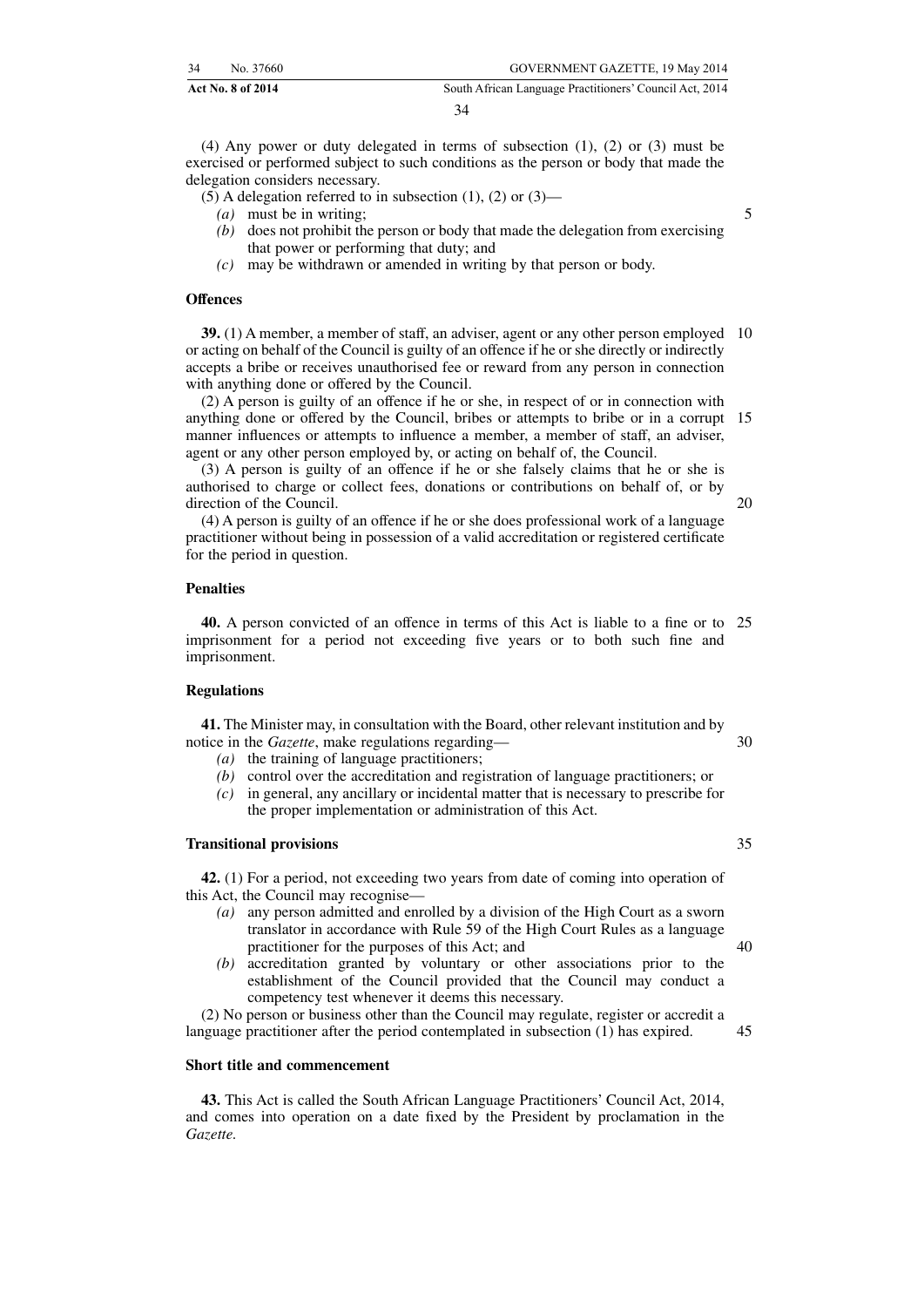(4) Any power or duty delegated in terms of subsection (1), (2) or (3) must be exercised or performed subject to such conditions as the person or body that made the delegation considers necessary.

(5) A delegation referred to in subsection (1), (2) or (3)—

*(a)* must be in writing;

*(b)* does not prohibit the person or body that made the delegation from exercising that power or performing that duty; and

*(c)* may be withdrawn or amended in writing by that person or body.

**Offences**

**39.** (1) A member, a member of staff, an adviser, agent or any other person employed or acting on behalf of the Council is guilty of an offence if he or she directly or indirectly accepts a bribe or receives unauthorised fee or reward from any person in connection with anything done or offered by the Council.

(2) A person is guilty of an offence if he or she, in respect of or in connection with anything done or offered by the Council, bribes or attempts to bribe or in a corrupt manner influences or attempts to influence a member, a member of staff, an adviser, agent or any other person employed by, or acting on behalf of, the Council.

(3) A person is guilty of an offence if he or she falsely claims that he or she is authorised to charge or collect fees, donations or contributions on behalf of, or by direction of the Council.

(4) A person is guilty of an offence if he or she does professional work of a language practitioner without being in possession of a valid accreditation or registered certificate for the period in question.

**Penalties**

**40.** A person convicted of an offence in terms of this Act is liable to a fine or to imprisonment for a period not exceeding five years or to both such fine and imprisonment.

**Regulations**

**41.** The Minister may, in consultation with the Board, other relevant institution and by notice in the *Gazette*, make regulations regarding—

*(a)* the training of language practitioners;

*(b)* control over the accreditation and registration of language practitioners; or

*(c)* in general, any ancillary or incidental matter that is necessary to prescribe for the proper implementation or administration of this Act.

**Transitional provisions**

**42.** (1) For a period, not exceeding two years from date of coming into operation of this Act, the Council may recognise—

*(a)* any person admitted and enrolled by a division of the High Court as a sworn translator in accordance with Rule 59 of the High Court Rules as a language practitioner for the purposes of this Act; and

*(b)* accreditation granted by voluntary or other associations prior to the establishment of the Council provided that the Council may conduct a competency test whenever it deems this necessary.

(2) No person or business other than the Council may regulate, register or accredit a language practitioner after the period contemplated in subsection (1) has expired.

**Short title and commencement**

**43.** This Act is called the South African Language Practitioners' Council Act, 2014, and comes into operation on a date fixed by the President by proclamation in the *Gazette*.